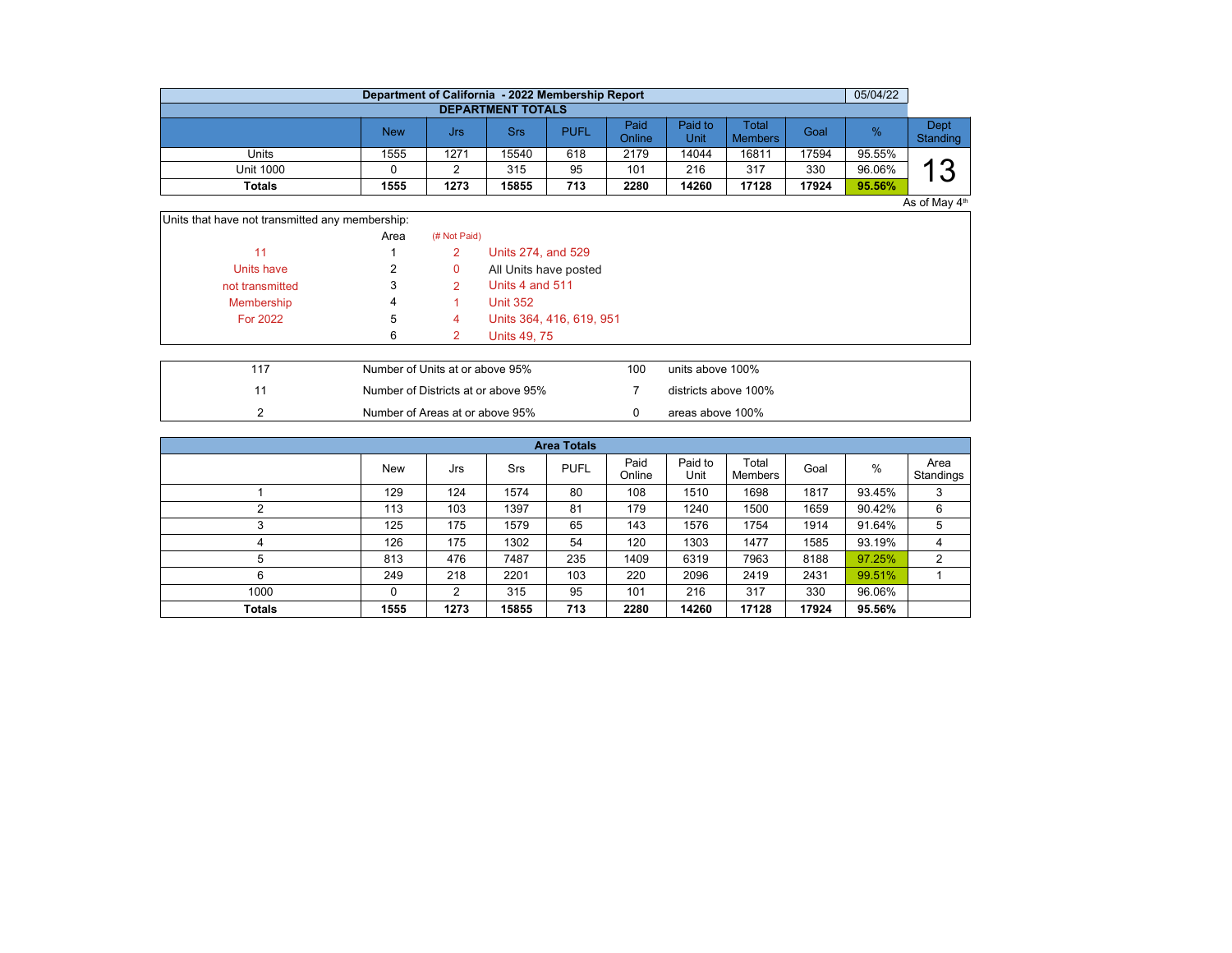## Department of California - 2022 Membership Report

05/04/22

### DEPARTMENT TOTALS

| | New | Jrs | Srs | PUFL | Paid Online | Paid to Unit | Total Members | Goal | % | Dept Standing |
|---|---|---|---|---|---|---|---|---|---|---|
| Units | 1555 | 1271 | 15540 | 618 | 2179 | 14044 | 16811 | 17594 | 95.55% | 13 |
| Unit 1000 | 0 | 2 | 315 | 95 | 101 | 216 | 317 | 330 | 96.06% | |
| **Totals** | **1555** | **1273** | **15855** | **713** | **2280** | **14260** | **17128** | **17924** | **95.56%** | |

As of May 4th

Units that have not transmitted any membership:

| | Area | (# Not Paid) | |
|---|---|---|---|
| 11 | 1 | 2 | Units 274, and 529 |
| Units have | 2 | 0 | All Units have posted |
| not transmitted | 3 | 2 | Units 4 and 511 |
| Membership | 4 | 1 | Unit 352 |
| For 2022 | 5 | 4 | Units 364, 416, 619, 951 |
| | 6 | 2 | Units 49, 75 |

| | | | |
|---|---|---|---|
| 117 | Number of Units at or above 95% | 100 | units above 100% |
| 11 | Number of Districts at or above 95% | 7 | districts above 100% |
| 2 | Number of Areas at or above 95% | 0 | areas above 100% |

### Area Totals

| | New | Jrs | Srs | PUFL | Paid Online | Paid to Unit | Total Members | Goal | % | Area Standings |
|---|---|---|---|---|---|---|---|---|---|---|
| 1 | 129 | 124 | 1574 | 80 | 108 | 1510 | 1698 | 1817 | 93.45% | 3 |
| 2 | 113 | 103 | 1397 | 81 | 179 | 1240 | 1500 | 1659 | 90.42% | 6 |
| 3 | 125 | 175 | 1579 | 65 | 143 | 1576 | 1754 | 1914 | 91.64% | 5 |
| 4 | 126 | 175 | 1302 | 54 | 120 | 1303 | 1477 | 1585 | 93.19% | 4 |
| 5 | 813 | 476 | 7487 | 235 | 1409 | 6319 | 7963 | 8188 | 97.25% | 2 |
| 6 | 249 | 218 | 2201 | 103 | 220 | 2096 | 2419 | 2431 | 99.51% | 1 |
| 1000 | 0 | 2 | 315 | 95 | 101 | 216 | 317 | 330 | 96.06% | |
| **Totals** | **1555** | **1273** | **15855** | **713** | **2280** | **14260** | **17128** | **17924** | **95.56%** | |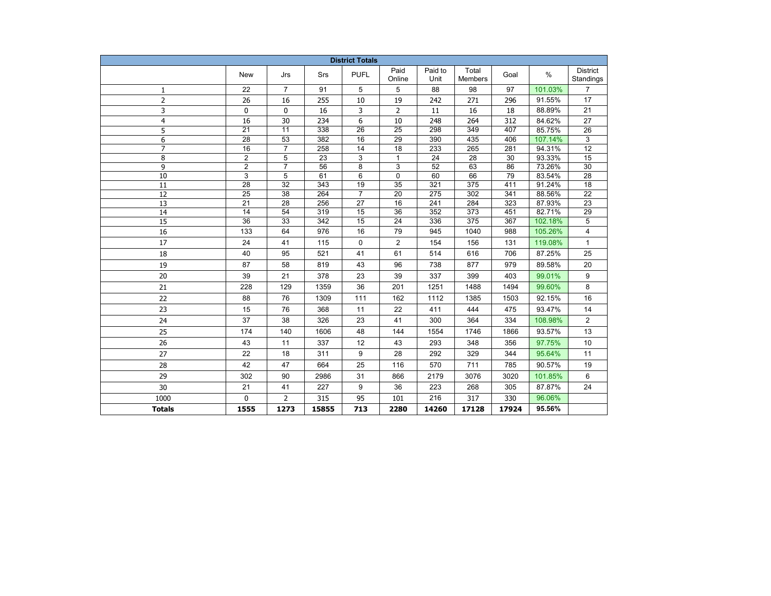| District Totals | | | | | | | | | | |
|---|---|---|---|---|---|---|---|---|---|---|
| | New | Jrs | Srs | PUFL | Paid Online | Paid to Unit | Total Members | Goal | % | District Standings |
| 1 | 22 | 7 | 91 | 5 | 5 | 88 | 98 | 97 | 101.03% | 7 |
| 2 | 26 | 16 | 255 | 10 | 19 | 242 | 271 | 296 | 91.55% | 17 |
| 3 | 0 | 0 | 16 | 3 | 2 | 11 | 16 | 18 | 88.89% | 21 |
| 4 | 16 | 30 | 234 | 6 | 10 | 248 | 264 | 312 | 84.62% | 27 |
| 5 | 21 | 11 | 338 | 26 | 25 | 298 | 349 | 407 | 85.75% | 26 |
| 6 | 28 | 53 | 382 | 16 | 29 | 390 | 435 | 406 | 107.14% | 3 |
| 7 | 16 | 7 | 258 | 14 | 18 | 233 | 265 | 281 | 94.31% | 12 |
| 8 | 2 | 5 | 23 | 3 | 1 | 24 | 28 | 30 | 93.33% | 15 |
| 9 | 2 | 7 | 56 | 8 | 3 | 52 | 63 | 86 | 73.26% | 30 |
| 10 | 3 | 5 | 61 | 6 | 0 | 60 | 66 | 79 | 83.54% | 28 |
| 11 | 28 | 32 | 343 | 19 | 35 | 321 | 375 | 411 | 91.24% | 18 |
| 12 | 25 | 38 | 264 | 7 | 20 | 275 | 302 | 341 | 88.56% | 22 |
| 13 | 21 | 28 | 256 | 27 | 16 | 241 | 284 | 323 | 87.93% | 23 |
| 14 | 14 | 54 | 319 | 15 | 36 | 352 | 373 | 451 | 82.71% | 29 |
| 15 | 36 | 33 | 342 | 15 | 24 | 336 | 375 | 367 | 102.18% | 5 |
| 16 | 133 | 64 | 976 | 16 | 79 | 945 | 1040 | 988 | 105.26% | 4 |
| 17 | 24 | 41 | 115 | 0 | 2 | 154 | 156 | 131 | 119.08% | 1 |
| 18 | 40 | 95 | 521 | 41 | 61 | 514 | 616 | 706 | 87.25% | 25 |
| 19 | 87 | 58 | 819 | 43 | 96 | 738 | 877 | 979 | 89.58% | 20 |
| 20 | 39 | 21 | 378 | 23 | 39 | 337 | 399 | 403 | 99.01% | 9 |
| 21 | 228 | 129 | 1359 | 36 | 201 | 1251 | 1488 | 1494 | 99.60% | 8 |
| 22 | 88 | 76 | 1309 | 111 | 162 | 1112 | 1385 | 1503 | 92.15% | 16 |
| 23 | 15 | 76 | 368 | 11 | 22 | 411 | 444 | 475 | 93.47% | 14 |
| 24 | 37 | 38 | 326 | 23 | 41 | 300 | 364 | 334 | 108.98% | 2 |
| 25 | 174 | 140 | 1606 | 48 | 144 | 1554 | 1746 | 1866 | 93.57% | 13 |
| 26 | 43 | 11 | 337 | 12 | 43 | 293 | 348 | 356 | 97.75% | 10 |
| 27 | 22 | 18 | 311 | 9 | 28 | 292 | 329 | 344 | 95.64% | 11 |
| 28 | 42 | 47 | 664 | 25 | 116 | 570 | 711 | 785 | 90.57% | 19 |
| 29 | 302 | 90 | 2986 | 31 | 866 | 2179 | 3076 | 3020 | 101.85% | 6 |
| 30 | 21 | 41 | 227 | 9 | 36 | 223 | 268 | 305 | 87.87% | 24 |
| 1000 | 0 | 2 | 315 | 95 | 101 | 216 | 317 | 330 | 96.06% | |
| **Totals** | **1555** | **1273** | **15855** | **713** | **2280** | **14260** | **17128** | **17924** | **95.56%** | |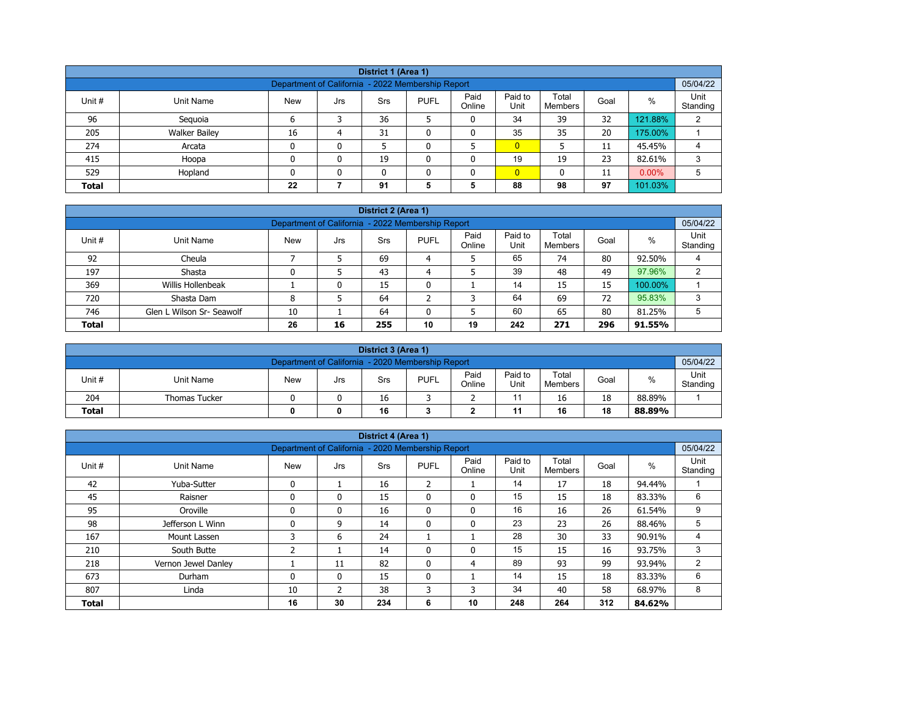| District 1 (Area 1) | | | | | | | | | | | |
|---|---|---|---|---|---|---|---|---|---|---|---|
| Department of California - 2022 Membership Report | | | | | | | | | | | 05/04/22 |
| Unit # | Unit Name | New | Jrs | Srs | PUFL | Paid Online | Paid to Unit | Total Members | Goal | % | Unit Standing |
| 96 | Sequoia | 6 | 3 | 36 | 5 | 0 | 34 | 39 | 32 | 121.88% | 2 |
| 205 | Walker Bailey | 16 | 4 | 31 | 0 | 0 | 35 | 35 | 20 | 175.00% | 1 |
| 274 | Arcata | 0 | 0 | 5 | 0 | 5 | 0 | 5 | 11 | 45.45% | 4 |
| 415 | Hoopa | 0 | 0 | 19 | 0 | 0 | 19 | 19 | 23 | 82.61% | 3 |
| 529 | Hopland | 0 | 0 | 0 | 0 | 0 | 0 | 0 | 11 | 0.00% | 5 |
| **Total** | | **22** | **7** | **91** | **5** | **5** | **88** | **98** | **97** | 101.03% | |

| District 2 (Area 1) | | | | | | | | | | | |
|---|---|---|---|---|---|---|---|---|---|---|---|
| Department of California - 2022 Membership Report | | | | | | | | | | | 05/04/22 |
| Unit # | Unit Name | New | Jrs | Srs | PUFL | Paid Online | Paid to Unit | Total Members | Goal | % | Unit Standing |
| 92 | Cheula | 7 | 5 | 69 | 4 | 5 | 65 | 74 | 80 | 92.50% | 4 |
| 197 | Shasta | 0 | 5 | 43 | 4 | 5 | 39 | 48 | 49 | 97.96% | 2 |
| 369 | Willis Hollenbeak | 1 | 0 | 15 | 0 | 1 | 14 | 15 | 15 | 100.00% | 1 |
| 720 | Shasta Dam | 8 | 5 | 64 | 2 | 3 | 64 | 69 | 72 | 95.83% | 3 |
| 746 | Glen L Wilson Sr- Seawolf | 10 | 1 | 64 | 0 | 5 | 60 | 65 | 80 | 81.25% | 5 |
| **Total** | | **26** | **16** | **255** | **10** | **19** | **242** | **271** | **296** | **91.55%** | |

| District 3 (Area 1) | | | | | | | | | | | |
|---|---|---|---|---|---|---|---|---|---|---|---|
| Department of California - 2020 Membership Report | | | | | | | | | | | 05/04/22 |
| Unit # | Unit Name | New | Jrs | Srs | PUFL | Paid Online | Paid to Unit | Total Members | Goal | % | Unit Standing |
| 204 | Thomas Tucker | 0 | 0 | 16 | 3 | 2 | 11 | 16 | 18 | 88.89% | 1 |
| **Total** | | **0** | **0** | **16** | **3** | **2** | **11** | **16** | **18** | **88.89%** | |

| District 4 (Area 1) | | | | | | | | | | | |
|---|---|---|---|---|---|---|---|---|---|---|---|
| Department of California - 2020 Membership Report | | | | | | | | | | | 05/04/22 |
| Unit # | Unit Name | New | Jrs | Srs | PUFL | Paid Online | Paid to Unit | Total Members | Goal | % | Unit Standing |
| 42 | Yuba-Sutter | 0 | 1 | 16 | 2 | 1 | 14 | 17 | 18 | 94.44% | 1 |
| 45 | Raisner | 0 | 0 | 15 | 0 | 0 | 15 | 15 | 18 | 83.33% | 6 |
| 95 | Oroville | 0 | 0 | 16 | 0 | 0 | 16 | 16 | 26 | 61.54% | 9 |
| 98 | Jefferson L Winn | 0 | 9 | 14 | 0 | 0 | 23 | 23 | 26 | 88.46% | 5 |
| 167 | Mount Lassen | 3 | 6 | 24 | 1 | 1 | 28 | 30 | 33 | 90.91% | 4 |
| 210 | South Butte | 2 | 1 | 14 | 0 | 0 | 15 | 15 | 16 | 93.75% | 3 |
| 218 | Vernon Jewel Danley | 1 | 11 | 82 | 0 | 4 | 89 | 93 | 99 | 93.94% | 2 |
| 673 | Durham | 0 | 0 | 15 | 0 | 1 | 14 | 15 | 18 | 83.33% | 6 |
| 807 | Linda | 10 | 2 | 38 | 3 | 3 | 34 | 40 | 58 | 68.97% | 8 |
| **Total** | | **16** | **30** | **234** | **6** | **10** | **248** | **264** | **312** | **84.62%** | |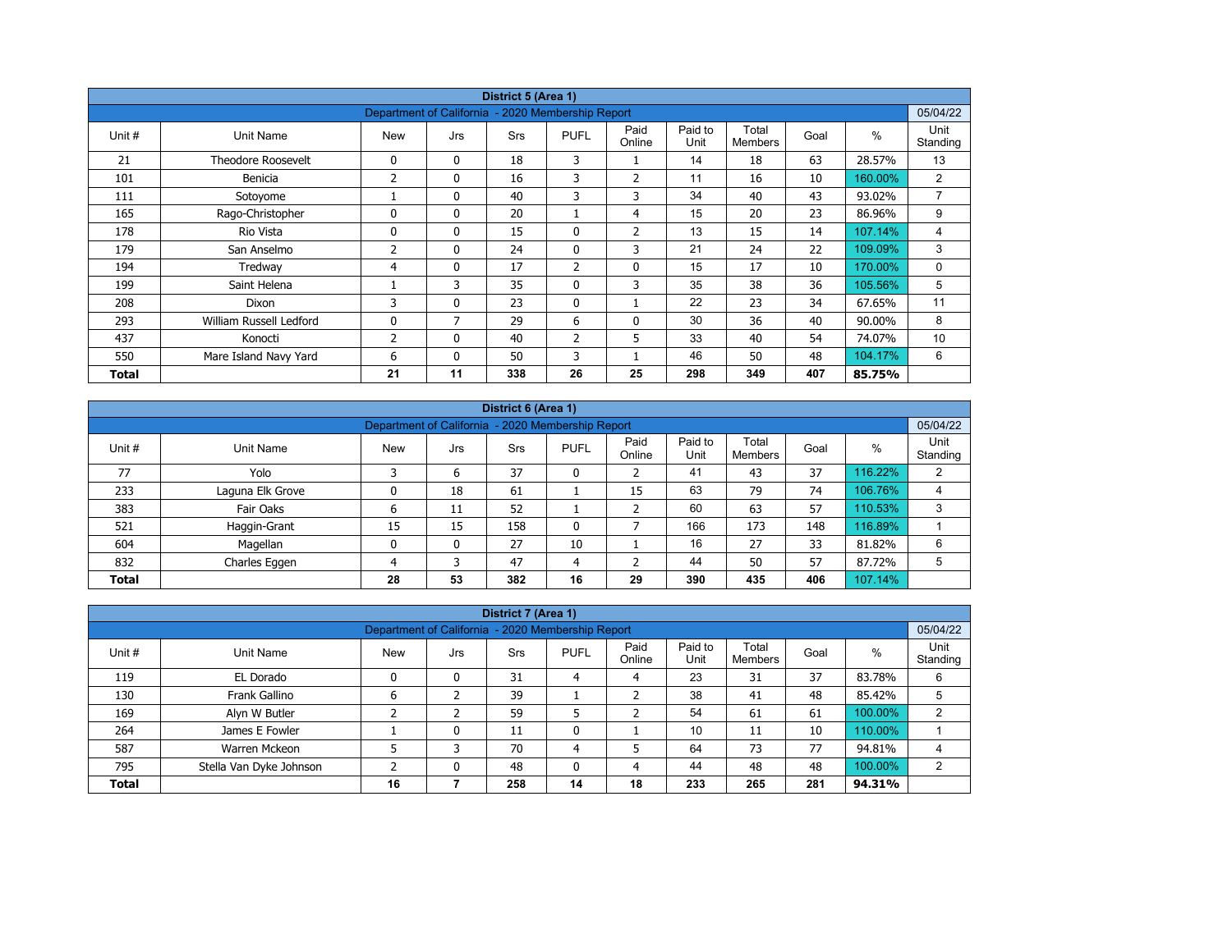| District 5 (Area 1) | | | | | | | | | | |
|---|---|---|---|---|---|---|---|---|---|---|
| Department of California - 2020 Membership Report | | | | | | | | | | 05/04/22 |
| Unit # | Unit Name | New | Jrs | Srs | PUFL | Paid Online | Paid to Unit | Total Members | Goal | % | Unit Standing |
| 21 | Theodore Roosevelt | 0 | 0 | 18 | 3 | 1 | 14 | 18 | 63 | 28.57% | 13 |
| 101 | Benicia | 2 | 0 | 16 | 3 | 2 | 11 | 16 | 10 | 160.00% | 2 |
| 111 | Sotoyome | 1 | 0 | 40 | 3 | 3 | 34 | 40 | 43 | 93.02% | 7 |
| 165 | Rago-Christopher | 0 | 0 | 20 | 1 | 4 | 15 | 20 | 23 | 86.96% | 9 |
| 178 | Rio Vista | 0 | 0 | 15 | 0 | 2 | 13 | 15 | 14 | 107.14% | 4 |
| 179 | San Anselmo | 2 | 0 | 24 | 0 | 3 | 21 | 24 | 22 | 109.09% | 3 |
| 194 | Tredway | 4 | 0 | 17 | 2 | 0 | 15 | 17 | 10 | 170.00% | 0 |
| 199 | Saint Helena | 1 | 3 | 35 | 0 | 3 | 35 | 38 | 36 | 105.56% | 5 |
| 208 | Dixon | 3 | 0 | 23 | 0 | 1 | 22 | 23 | 34 | 67.65% | 11 |
| 293 | William Russell Ledford | 0 | 7 | 29 | 6 | 0 | 30 | 36 | 40 | 90.00% | 8 |
| 437 | Konocti | 2 | 0 | 40 | 2 | 5 | 33 | 40 | 54 | 74.07% | 10 |
| 550 | Mare Island Navy Yard | 6 | 0 | 50 | 3 | 1 | 46 | 50 | 48 | 104.17% | 6 |
| **Total** | | **21** | **11** | **338** | **26** | **25** | **298** | **349** | **407** | **85.75%** | |

| District 6 (Area 1) | | | | | | | | | | |
|---|---|---|---|---|---|---|---|---|---|---|
| Department of California - 2020 Membership Report | | | | | | | | | | 05/04/22 |
| Unit # | Unit Name | New | Jrs | Srs | PUFL | Paid Online | Paid to Unit | Total Members | Goal | % | Unit Standing |
| 77 | Yolo | 3 | 6 | 37 | 0 | 2 | 41 | 43 | 37 | 116.22% | 2 |
| 233 | Laguna Elk Grove | 0 | 18 | 61 | 1 | 15 | 63 | 79 | 74 | 106.76% | 4 |
| 383 | Fair Oaks | 6 | 11 | 52 | 1 | 2 | 60 | 63 | 57 | 110.53% | 3 |
| 521 | Haggin-Grant | 15 | 15 | 158 | 0 | 7 | 166 | 173 | 148 | 116.89% | 1 |
| 604 | Magellan | 0 | 0 | 27 | 10 | 1 | 16 | 27 | 33 | 81.82% | 6 |
| 832 | Charles Eggen | 4 | 3 | 47 | 4 | 2 | 44 | 50 | 57 | 87.72% | 5 |
| **Total** | | **28** | **53** | **382** | **16** | **29** | **390** | **435** | **406** | 107.14% | |

| District 7 (Area 1) | | | | | | | | | | |
|---|---|---|---|---|---|---|---|---|---|---|
| Department of California - 2020 Membership Report | | | | | | | | | | 05/04/22 |
| Unit # | Unit Name | New | Jrs | Srs | PUFL | Paid Online | Paid to Unit | Total Members | Goal | % | Unit Standing |
| 119 | EL Dorado | 0 | 0 | 31 | 4 | 4 | 23 | 31 | 37 | 83.78% | 6 |
| 130 | Frank Gallino | 6 | 2 | 39 | 1 | 2 | 38 | 41 | 48 | 85.42% | 5 |
| 169 | Alyn W Butler | 2 | 2 | 59 | 5 | 2 | 54 | 61 | 61 | 100.00% | 2 |
| 264 | James E Fowler | 1 | 0 | 11 | 0 | 1 | 10 | 11 | 10 | 110.00% | 1 |
| 587 | Warren Mckeon | 5 | 3 | 70 | 4 | 5 | 64 | 73 | 77 | 94.81% | 4 |
| 795 | Stella Van Dyke Johnson | 2 | 0 | 48 | 0 | 4 | 44 | 48 | 48 | 100.00% | 2 |
| **Total** | | **16** | **7** | **258** | **14** | **18** | **233** | **265** | **281** | **94.31%** | |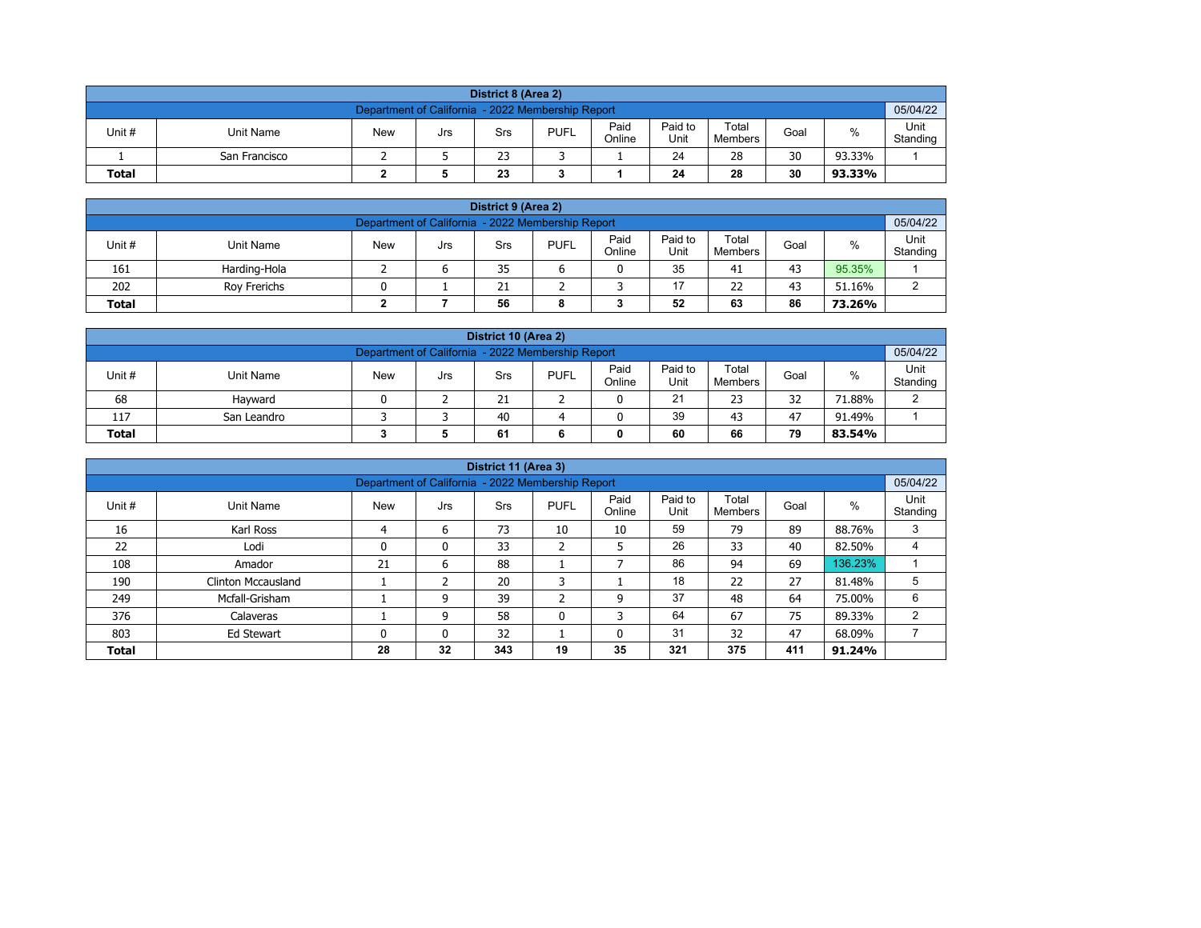| District 8 (Area 2) | | | | | | | | | | |
|---|---|---|---|---|---|---|---|---|---|---|
| Department of California - 2022 Membership Report | | | | | | | | | | 05/04/22 |
| Unit # | Unit Name | New | Jrs | Srs | PUFL | Paid Online | Paid to Unit | Total Members | Goal | % | Unit Standing |
| 1 | San Francisco | 2 | 5 | 23 | 3 | 1 | 24 | 28 | 30 | 93.33% | 1 |
| **Total** | | **2** | **5** | **23** | **3** | **1** | **24** | **28** | **30** | **93.33%** | |

| District 9 (Area 2) | | | | | | | | | | | |
|---|---|---|---|---|---|---|---|---|---|---|---|
| Department of California - 2022 Membership Report | | | | | | | | | | | 05/04/22 |
| Unit # | Unit Name | New | Jrs | Srs | PUFL | Paid Online | Paid to Unit | Total Members | Goal | % | Unit Standing |
| 161 | Harding-Hola | 2 | 6 | 35 | 6 | 0 | 35 | 41 | 43 | 95.35% | 1 |
| 202 | Roy Frerichs | 0 | 1 | 21 | 2 | 3 | 17 | 22 | 43 | 51.16% | 2 |
| **Total** | | **2** | **7** | **56** | **8** | **3** | **52** | **63** | **86** | **73.26%** | |

| District 10 (Area 2) | | | | | | | | | | | |
|---|---|---|---|---|---|---|---|---|---|---|---|
| Department of California - 2022 Membership Report | | | | | | | | | | | 05/04/22 |
| Unit # | Unit Name | New | Jrs | Srs | PUFL | Paid Online | Paid to Unit | Total Members | Goal | % | Unit Standing |
| 68 | Hayward | 0 | 2 | 21 | 2 | 0 | 21 | 23 | 32 | 71.88% | 2 |
| 117 | San Leandro | 3 | 3 | 40 | 4 | 0 | 39 | 43 | 47 | 91.49% | 1 |
| **Total** | | **3** | **5** | **61** | **6** | **0** | **60** | **66** | **79** | **83.54%** | |

| District 11 (Area 3) | | | | | | | | | | | |
|---|---|---|---|---|---|---|---|---|---|---|---|
| Department of California - 2022 Membership Report | | | | | | | | | | | 05/04/22 |
| Unit # | Unit Name | New | Jrs | Srs | PUFL | Paid Online | Paid to Unit | Total Members | Goal | % | Unit Standing |
| 16 | Karl Ross | 4 | 6 | 73 | 10 | 10 | 59 | 79 | 89 | 88.76% | 3 |
| 22 | Lodi | 0 | 0 | 33 | 2 | 5 | 26 | 33 | 40 | 82.50% | 4 |
| 108 | Amador | 21 | 6 | 88 | 1 | 7 | 86 | 94 | 69 | 136.23% | 1 |
| 190 | Clinton Mccausland | 1 | 2 | 20 | 3 | 1 | 18 | 22 | 27 | 81.48% | 5 |
| 249 | Mcfall-Grisham | 1 | 9 | 39 | 2 | 9 | 37 | 48 | 64 | 75.00% | 6 |
| 376 | Calaveras | 1 | 9 | 58 | 0 | 3 | 64 | 67 | 75 | 89.33% | 2 |
| 803 | Ed Stewart | 0 | 0 | 32 | 1 | 0 | 31 | 32 | 47 | 68.09% | 7 |
| **Total** | | **28** | **32** | **343** | **19** | **35** | **321** | **375** | **411** | **91.24%** | |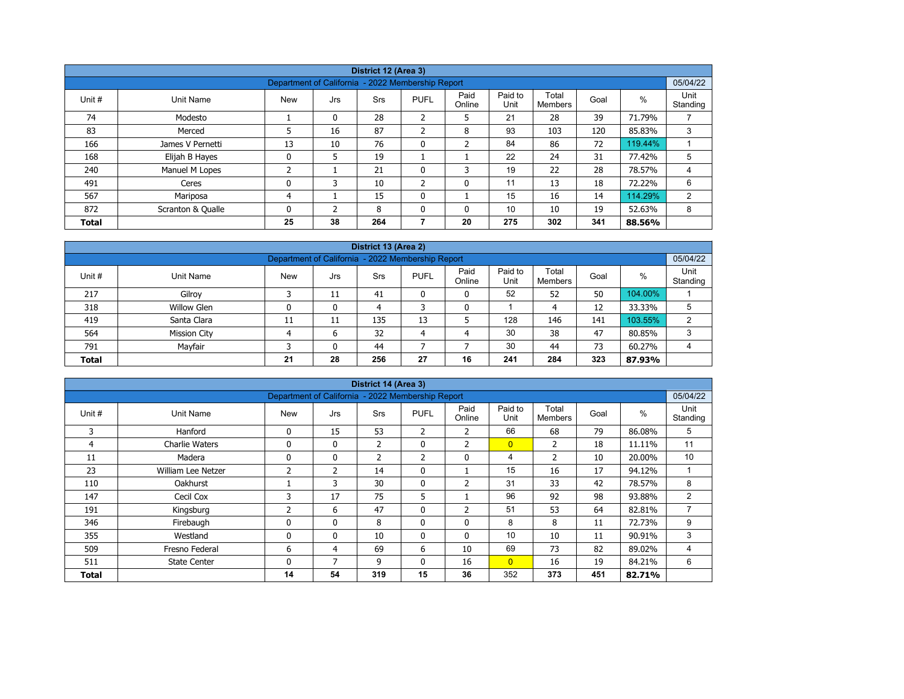| District 12 (Area 3) | | | | | | | | | | |
|---|---|---|---|---|---|---|---|---|---|---|
| Department of California - 2022 Membership Report | | | | | | | | | | 05/04/22 |
| Unit # | Unit Name | New | Jrs | Srs | PUFL | Paid Online | Paid to Unit | Total Members | Goal | % | Unit Standing |
| 74 | Modesto | 1 | 0 | 28 | 2 | 5 | 21 | 28 | 39 | 71.79% | 7 |
| 83 | Merced | 5 | 16 | 87 | 2 | 8 | 93 | 103 | 120 | 85.83% | 3 |
| 166 | James V Pernetti | 13 | 10 | 76 | 0 | 2 | 84 | 86 | 72 | 119.44% | 1 |
| 168 | Elijah B Hayes | 0 | 5 | 19 | 1 | 1 | 22 | 24 | 31 | 77.42% | 5 |
| 240 | Manuel M Lopes | 2 | 1 | 21 | 0 | 3 | 19 | 22 | 28 | 78.57% | 4 |
| 491 | Ceres | 0 | 3 | 10 | 2 | 0 | 11 | 13 | 18 | 72.22% | 6 |
| 567 | Mariposa | 4 | 1 | 15 | 0 | 1 | 15 | 16 | 14 | 114.29% | 2 |
| 872 | Scranton & Qualle | 0 | 2 | 8 | 0 | 0 | 10 | 10 | 19 | 52.63% | 8 |
| **Total** | | **25** | **38** | **264** | **7** | **20** | **275** | **302** | **341** | **88.56%** | |

| District 13 (Area 2) | | | | | | | | | | | |
|---|---|---|---|---|---|---|---|---|---|---|---|
| Department of California - 2022 Membership Report | | | | | | | | | | | 05/04/22 |
| Unit # | Unit Name | New | Jrs | Srs | PUFL | Paid Online | Paid to Unit | Total Members | Goal | % | Unit Standing |
| 217 | Gilroy | 3 | 11 | 41 | 0 | 0 | 52 | 52 | 50 | 104.00% | 1 |
| 318 | Willow Glen | 0 | 0 | 4 | 3 | 0 | 1 | 4 | 12 | 33.33% | 5 |
| 419 | Santa Clara | 11 | 11 | 135 | 13 | 5 | 128 | 146 | 141 | 103.55% | 2 |
| 564 | Mission City | 4 | 6 | 32 | 4 | 4 | 30 | 38 | 47 | 80.85% | 3 |
| 791 | Mayfair | 3 | 0 | 44 | 7 | 7 | 30 | 44 | 73 | 60.27% | 4 |
| **Total** | | **21** | **28** | **256** | **27** | **16** | **241** | **284** | **323** | **87.93%** | |

| District 14 (Area 3) | | | | | | | | | | | |
|---|---|---|---|---|---|---|---|---|---|---|---|
| Department of California - 2022 Membership Report | | | | | | | | | | | 05/04/22 |
| Unit # | Unit Name | New | Jrs | Srs | PUFL | Paid Online | Paid to Unit | Total Members | Goal | % | Unit Standing |
| 3 | Hanford | 0 | 15 | 53 | 2 | 2 | 66 | 68 | 79 | 86.08% | 5 |
| 4 | Charlie Waters | 0 | 0 | 2 | 0 | 2 | 0 | 2 | 18 | 11.11% | 11 |
| 11 | Madera | 0 | 0 | 2 | 2 | 0 | 4 | 2 | 10 | 20.00% | 10 |
| 23 | William Lee Netzer | 2 | 2 | 14 | 0 | 1 | 15 | 16 | 17 | 94.12% | 1 |
| 110 | Oakhurst | 1 | 3 | 30 | 0 | 2 | 31 | 33 | 42 | 78.57% | 8 |
| 147 | Cecil Cox | 3 | 17 | 75 | 5 | 1 | 96 | 92 | 98 | 93.88% | 2 |
| 191 | Kingsburg | 2 | 6 | 47 | 0 | 2 | 51 | 53 | 64 | 82.81% | 7 |
| 346 | Firebaugh | 0 | 0 | 8 | 0 | 0 | 8 | 8 | 11 | 72.73% | 9 |
| 355 | Westland | 0 | 0 | 10 | 0 | 0 | 10 | 10 | 11 | 90.91% | 3 |
| 509 | Fresno Federal | 6 | 4 | 69 | 6 | 10 | 69 | 73 | 82 | 89.02% | 4 |
| 511 | State Center | 0 | 7 | 9 | 0 | 16 | 0 | 16 | 19 | 84.21% | 6 |
| **Total** | | **14** | **54** | **319** | **15** | **36** | 352 | **373** | **451** | **82.71%** | |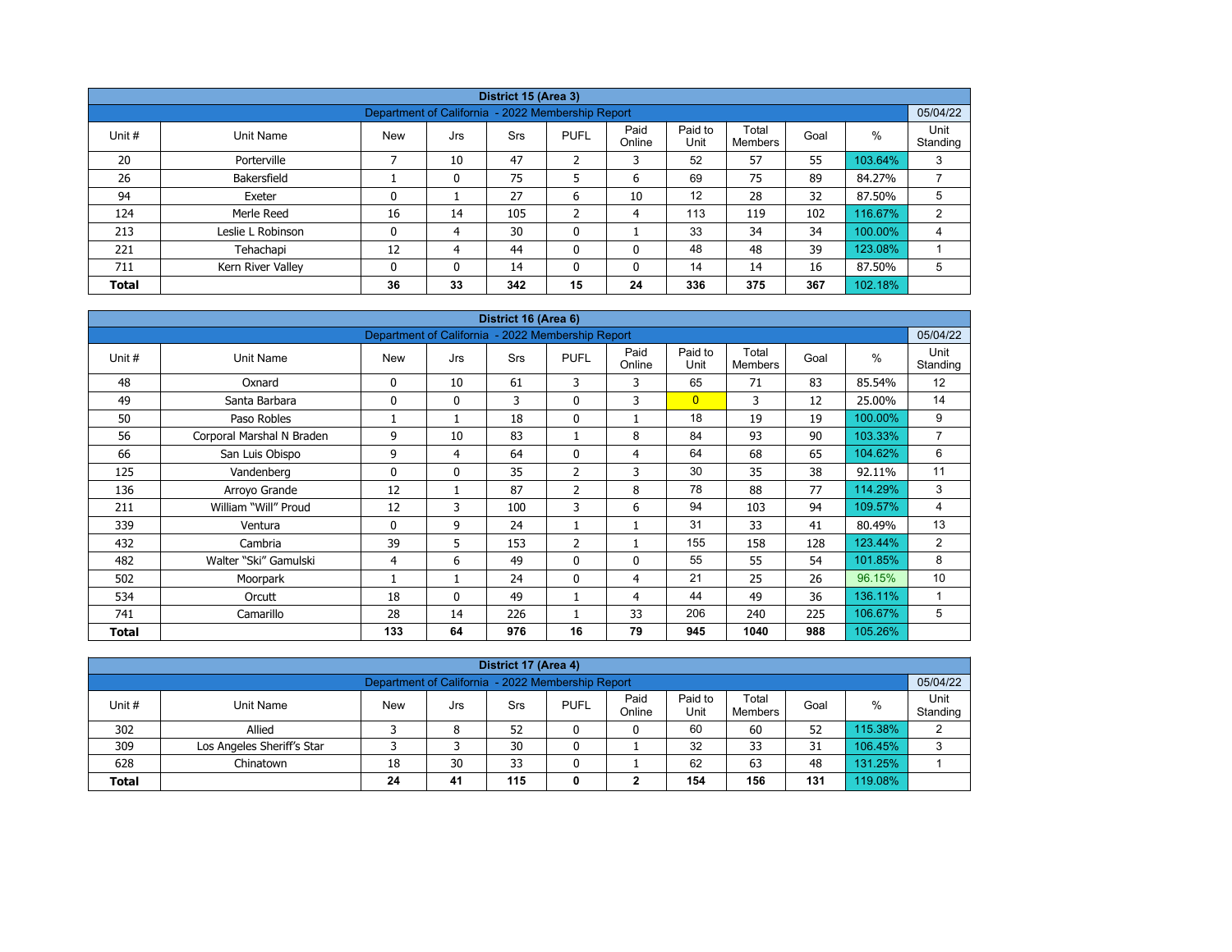| District 15 (Area 3) | | | | | | | | | | |
|---|---|---|---|---|---|---|---|---|---|---|
| Department of California - 2022 Membership Report | | | | | | | | | | 05/04/22 |
| Unit # | Unit Name | New | Jrs | Srs | PUFL | Paid Online | Paid to Unit | Total Members | Goal | % | Unit Standing |
| 20 | Porterville | 7 | 10 | 47 | 2 | 3 | 52 | 57 | 55 | 103.64% | 3 |
| 26 | Bakersfield | 1 | 0 | 75 | 5 | 6 | 69 | 75 | 89 | 84.27% | 7 |
| 94 | Exeter | 0 | 1 | 27 | 6 | 10 | 12 | 28 | 32 | 87.50% | 5 |
| 124 | Merle Reed | 16 | 14 | 105 | 2 | 4 | 113 | 119 | 102 | 116.67% | 2 |
| 213 | Leslie L Robinson | 0 | 4 | 30 | 0 | 1 | 33 | 34 | 34 | 100.00% | 4 |
| 221 | Tehachapi | 12 | 4 | 44 | 0 | 0 | 48 | 48 | 39 | 123.08% | 1 |
| 711 | Kern River Valley | 0 | 0 | 14 | 0 | 0 | 14 | 14 | 16 | 87.50% | 5 |
| **Total** | | **36** | **33** | **342** | **15** | **24** | **336** | **375** | **367** | 102.18% | |

| District 16 (Area 6) | | | | | | | | | | |
|---|---|---|---|---|---|---|---|---|---|---|
| Department of California - 2022 Membership Report | | | | | | | | | | 05/04/22 |
| Unit # | Unit Name | New | Jrs | Srs | PUFL | Paid Online | Paid to Unit | Total Members | Goal | % | Unit Standing |
| 48 | Oxnard | 0 | 10 | 61 | 3 | 3 | 65 | 71 | 83 | 85.54% | 12 |
| 49 | Santa Barbara | 0 | 0 | 3 | 0 | 3 | 0 | 3 | 12 | 25.00% | 14 |
| 50 | Paso Robles | 1 | 1 | 18 | 0 | 1 | 18 | 19 | 19 | 100.00% | 9 |
| 56 | Corporal Marshal N Braden | 9 | 10 | 83 | 1 | 8 | 84 | 93 | 90 | 103.33% | 7 |
| 66 | San Luis Obispo | 9 | 4 | 64 | 0 | 4 | 64 | 68 | 65 | 104.62% | 6 |
| 125 | Vandenberg | 0 | 0 | 35 | 2 | 3 | 30 | 35 | 38 | 92.11% | 11 |
| 136 | Arroyo Grande | 12 | 1 | 87 | 2 | 8 | 78 | 88 | 77 | 114.29% | 3 |
| 211 | William "Will" Proud | 12 | 3 | 100 | 3 | 6 | 94 | 103 | 94 | 109.57% | 4 |
| 339 | Ventura | 0 | 9 | 24 | 1 | 1 | 31 | 33 | 41 | 80.49% | 13 |
| 432 | Cambria | 39 | 5 | 153 | 2 | 1 | 155 | 158 | 128 | 123.44% | 2 |
| 482 | Walter "Ski" Gamulski | 4 | 6 | 49 | 0 | 0 | 55 | 55 | 54 | 101.85% | 8 |
| 502 | Moorpark | 1 | 1 | 24 | 0 | 4 | 21 | 25 | 26 | 96.15% | 10 |
| 534 | Orcutt | 18 | 0 | 49 | 1 | 4 | 44 | 49 | 36 | 136.11% | 1 |
| 741 | Camarillo | 28 | 14 | 226 | 1 | 33 | 206 | 240 | 225 | 106.67% | 5 |
| **Total** | | **133** | **64** | **976** | **16** | **79** | **945** | **1040** | **988** | 105.26% | |

| District 17 (Area 4) | | | | | | | | | | |
|---|---|---|---|---|---|---|---|---|---|---|
| Department of California - 2022 Membership Report | | | | | | | | | | 05/04/22 |
| Unit # | Unit Name | New | Jrs | Srs | PUFL | Paid Online | Paid to Unit | Total Members | Goal | % | Unit Standing |
| 302 | Allied | 3 | 8 | 52 | 0 | 0 | 60 | 60 | 52 | 115.38% | 2 |
| 309 | Los Angeles Sheriff's Star | 3 | 3 | 30 | 0 | 1 | 32 | 33 | 31 | 106.45% | 3 |
| 628 | Chinatown | 18 | 30 | 33 | 0 | 1 | 62 | 63 | 48 | 131.25% | 1 |
| **Total** | | **24** | **41** | **115** | **0** | **2** | **154** | **156** | **131** | 119.08% | |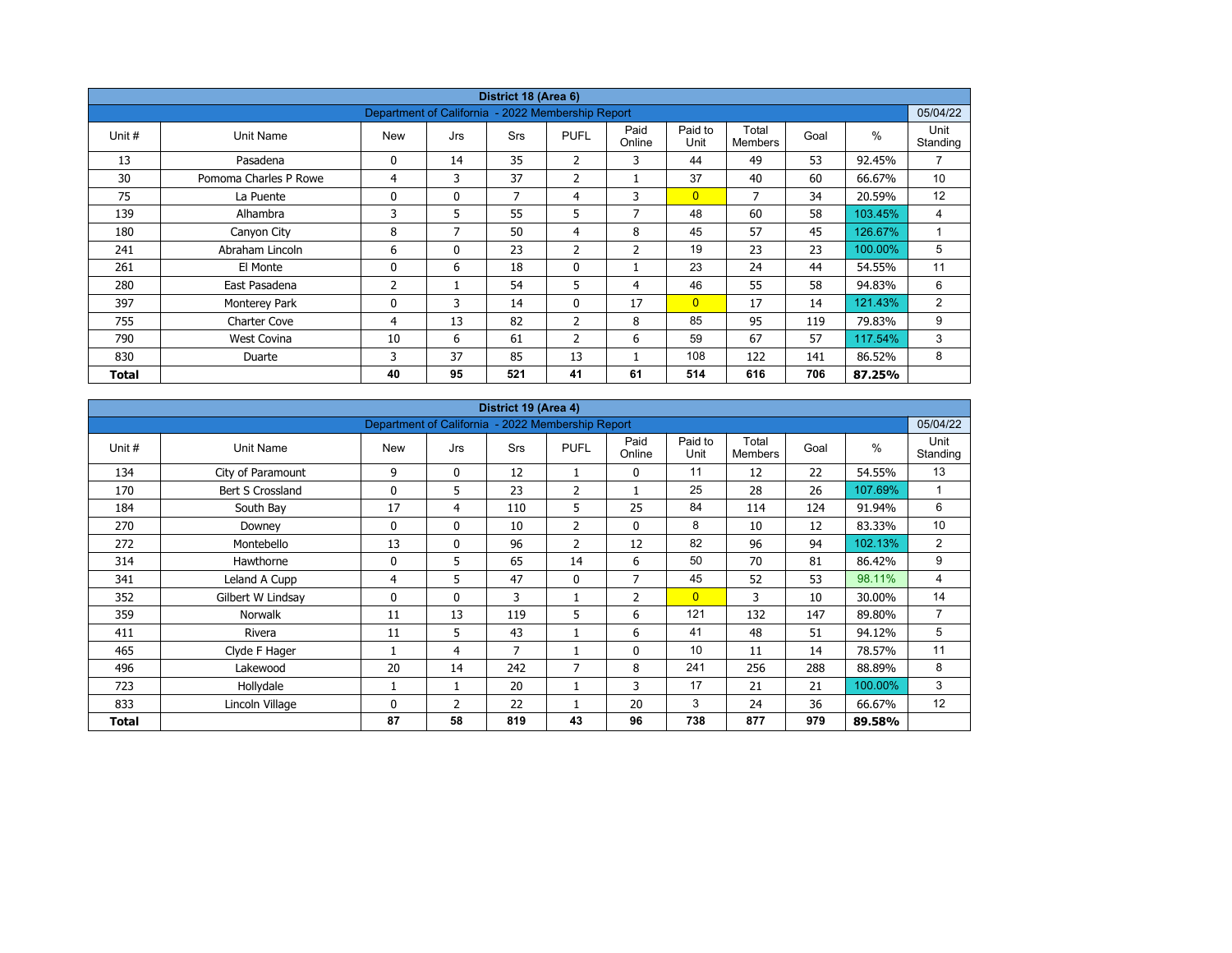| District 18 (Area 6) | | | | | | | | | | | |
|---|---|---|---|---|---|---|---|---|---|---|---|
| Department of California - 2022 Membership Report | | | | | | | | | | | 05/04/22 |
| Unit # | Unit Name | New | Jrs | Srs | PUFL | Paid Online | Paid to Unit | Total Members | Goal | % | Unit Standing |
| 13 | Pasadena | 0 | 14 | 35 | 2 | 3 | 44 | 49 | 53 | 92.45% | 7 |
| 30 | Pomona Charles P Rowe | 4 | 3 | 37 | 2 | 1 | 37 | 40 | 60 | 66.67% | 10 |
| 75 | La Puente | 0 | 0 | 7 | 4 | 3 | 0 | 7 | 34 | 20.59% | 12 |
| 139 | Alhambra | 3 | 5 | 55 | 5 | 7 | 48 | 60 | 58 | 103.45% | 4 |
| 180 | Canyon City | 8 | 7 | 50 | 4 | 8 | 45 | 57 | 45 | 126.67% | 1 |
| 241 | Abraham Lincoln | 6 | 0 | 23 | 2 | 2 | 19 | 23 | 23 | 100.00% | 5 |
| 261 | El Monte | 0 | 6 | 18 | 0 | 1 | 23 | 24 | 44 | 54.55% | 11 |
| 280 | East Pasadena | 2 | 1 | 54 | 5 | 4 | 46 | 55 | 58 | 94.83% | 6 |
| 397 | Monterey Park | 0 | 3 | 14 | 0 | 17 | 0 | 17 | 14 | 121.43% | 2 |
| 755 | Charter Cove | 4 | 13 | 82 | 2 | 8 | 85 | 95 | 119 | 79.83% | 9 |
| 790 | West Covina | 10 | 6 | 61 | 2 | 6 | 59 | 67 | 57 | 117.54% | 3 |
| 830 | Duarte | 3 | 37 | 85 | 13 | 1 | 108 | 122 | 141 | 86.52% | 8 |
| **Total** | | **40** | **95** | **521** | **41** | **61** | **514** | **616** | **706** | **87.25%** | |

| District 19 (Area 4) | | | | | | | | | | | |
|---|---|---|---|---|---|---|---|---|---|---|---|
| Department of California - 2022 Membership Report | | | | | | | | | | | 05/04/22 |
| Unit # | Unit Name | New | Jrs | Srs | PUFL | Paid Online | Paid to Unit | Total Members | Goal | % | Unit Standing |
| 134 | City of Paramount | 9 | 0 | 12 | 1 | 0 | 11 | 12 | 22 | 54.55% | 13 |
| 170 | Bert S Crossland | 0 | 5 | 23 | 2 | 1 | 25 | 28 | 26 | 107.69% | 1 |
| 184 | South Bay | 17 | 4 | 110 | 5 | 25 | 84 | 114 | 124 | 91.94% | 6 |
| 270 | Downey | 0 | 0 | 10 | 2 | 0 | 8 | 10 | 12 | 83.33% | 10 |
| 272 | Montebello | 13 | 0 | 96 | 2 | 12 | 82 | 96 | 94 | 102.13% | 2 |
| 314 | Hawthorne | 0 | 5 | 65 | 14 | 6 | 50 | 70 | 81 | 86.42% | 9 |
| 341 | Leland A Cupp | 4 | 5 | 47 | 0 | 7 | 45 | 52 | 53 | 98.11% | 4 |
| 352 | Gilbert W Lindsay | 0 | 0 | 3 | 1 | 2 | 0 | 3 | 10 | 30.00% | 14 |
| 359 | Norwalk | 11 | 13 | 119 | 5 | 6 | 121 | 132 | 147 | 89.80% | 7 |
| 411 | Rivera | 11 | 5 | 43 | 1 | 6 | 41 | 48 | 51 | 94.12% | 5 |
| 465 | Clyde F Hager | 1 | 4 | 7 | 1 | 0 | 10 | 11 | 14 | 78.57% | 11 |
| 496 | Lakewood | 20 | 14 | 242 | 7 | 8 | 241 | 256 | 288 | 88.89% | 8 |
| 723 | Hollydale | 1 | 1 | 20 | 1 | 3 | 17 | 21 | 21 | 100.00% | 3 |
| 833 | Lincoln Village | 0 | 2 | 22 | 1 | 20 | 3 | 24 | 36 | 66.67% | 12 |
| **Total** | | **87** | **58** | **819** | **43** | **96** | **738** | **877** | **979** | **89.58%** | |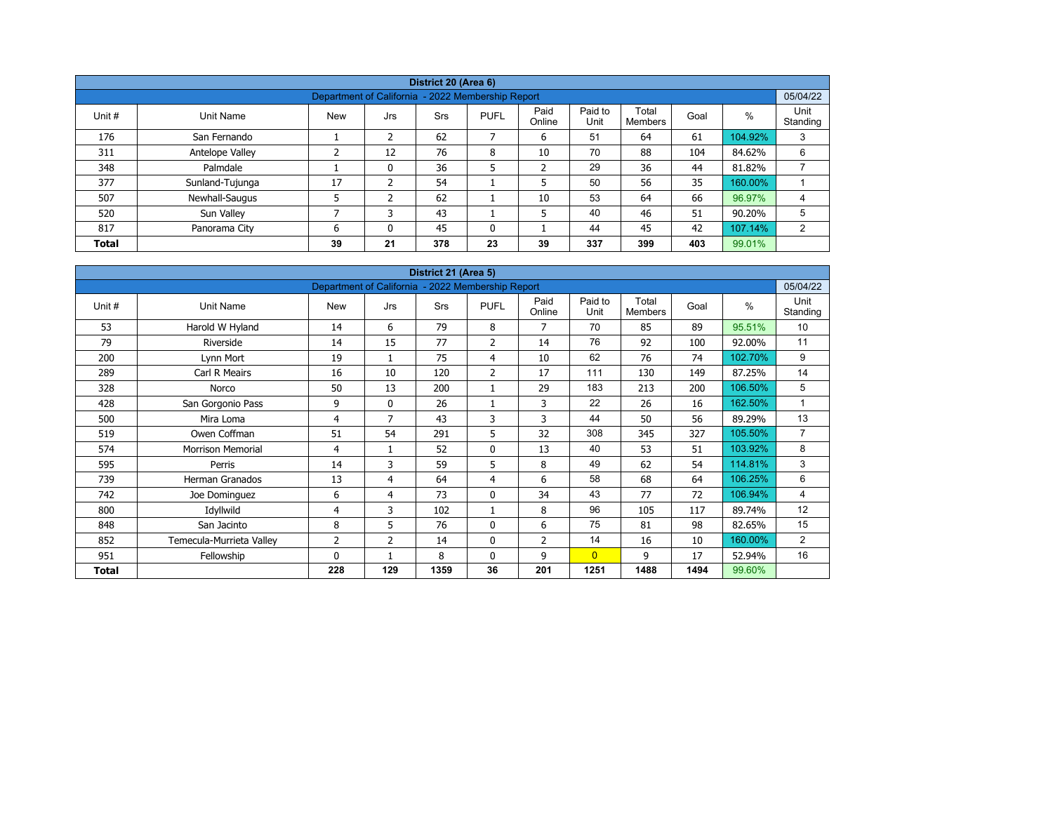| District 20 (Area 6) | | | | | | | | | | |
|---|---|---|---|---|---|---|---|---|---|---|
| Department of California - 2022 Membership Report | | | | | | | | | | 05/04/22 |
| Unit # | Unit Name | New | Jrs | Srs | PUFL | Paid Online | Paid to Unit | Total Members | Goal | % | Unit Standing |
| 176 | San Fernando | 1 | 2 | 62 | 7 | 6 | 51 | 64 | 61 | 104.92% | 3 |
| 311 | Antelope Valley | 2 | 12 | 76 | 8 | 10 | 70 | 88 | 104 | 84.62% | 6 |
| 348 | Palmdale | 1 | 0 | 36 | 5 | 2 | 29 | 36 | 44 | 81.82% | 7 |
| 377 | Sunland-Tujunga | 17 | 2 | 54 | 1 | 5 | 50 | 56 | 35 | 160.00% | 1 |
| 507 | Newhall-Saugus | 5 | 2 | 62 | 1 | 10 | 53 | 64 | 66 | 96.97% | 4 |
| 520 | Sun Valley | 7 | 3 | 43 | 1 | 5 | 40 | 46 | 51 | 90.20% | 5 |
| 817 | Panorama City | 6 | 0 | 45 | 0 | 1 | 44 | 45 | 42 | 107.14% | 2 |
| **Total** | | **39** | **21** | **378** | **23** | **39** | **337** | **399** | **403** | 99.01% | |

| District 21 (Area 5) | | | | | | | | | | | |
|---|---|---|---|---|---|---|---|---|---|---|---|
| Department of California - 2022 Membership Report | | | | | | | | | | | 05/04/22 |
| Unit # | Unit Name | New | Jrs | Srs | PUFL | Paid Online | Paid to Unit | Total Members | Goal | % | Unit Standing |
| 53 | Harold W Hyland | 14 | 6 | 79 | 8 | 7 | 70 | 85 | 89 | 95.51% | 10 |
| 79 | Riverside | 14 | 15 | 77 | 2 | 14 | 76 | 92 | 100 | 92.00% | 11 |
| 200 | Lynn Mort | 19 | 1 | 75 | 4 | 10 | 62 | 76 | 74 | 102.70% | 9 |
| 289 | Carl R Meairs | 16 | 10 | 120 | 2 | 17 | 111 | 130 | 149 | 87.25% | 14 |
| 328 | Norco | 50 | 13 | 200 | 1 | 29 | 183 | 213 | 200 | 106.50% | 5 |
| 428 | San Gorgonio Pass | 9 | 0 | 26 | 1 | 3 | 22 | 26 | 16 | 162.50% | 1 |
| 500 | Mira Loma | 4 | 7 | 43 | 3 | 3 | 44 | 50 | 56 | 89.29% | 13 |
| 519 | Owen Coffman | 51 | 54 | 291 | 5 | 32 | 308 | 345 | 327 | 105.50% | 7 |
| 574 | Morrison Memorial | 4 | 1 | 52 | 0 | 13 | 40 | 53 | 51 | 103.92% | 8 |
| 595 | Perris | 14 | 3 | 59 | 5 | 8 | 49 | 62 | 54 | 114.81% | 3 |
| 739 | Herman Granados | 13 | 4 | 64 | 4 | 6 | 58 | 68 | 64 | 106.25% | 6 |
| 742 | Joe Dominguez | 6 | 4 | 73 | 0 | 34 | 43 | 77 | 72 | 106.94% | 4 |
| 800 | Idyllwild | 4 | 3 | 102 | 1 | 8 | 96 | 105 | 117 | 89.74% | 12 |
| 848 | San Jacinto | 8 | 5 | 76 | 0 | 6 | 75 | 81 | 98 | 82.65% | 15 |
| 852 | Temecula-Murrieta Valley | 2 | 2 | 14 | 0 | 2 | 14 | 16 | 10 | 160.00% | 2 |
| 951 | Fellowship | 0 | 1 | 8 | 0 | 9 | 0 | 9 | 17 | 52.94% | 16 |
| **Total** | | **228** | **129** | **1359** | **36** | **201** | **1251** | **1488** | **1494** | 99.60% | |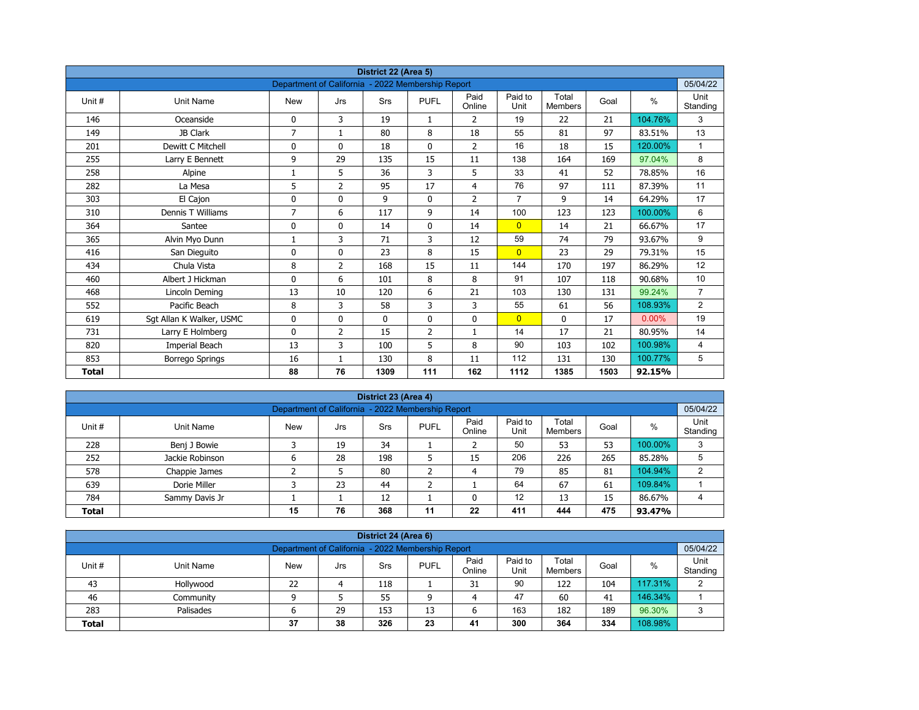| District 22 (Area 5) | | | | | | | | | | | |
|---|---|---|---|---|---|---|---|---|---|---|---|
| Department of California - 2022 Membership Report | | | | | | | | | | | 05/04/22 |
| Unit # | Unit Name | New | Jrs | Srs | PUFL | Paid Online | Paid to Unit | Total Members | Goal | % | Unit Standing |
| 146 | Oceanside | 0 | 3 | 19 | 1 | 2 | 19 | 22 | 21 | 104.76% | 3 |
| 149 | JB Clark | 7 | 1 | 80 | 8 | 18 | 55 | 81 | 97 | 83.51% | 13 |
| 201 | Dewitt C Mitchell | 0 | 0 | 18 | 0 | 2 | 16 | 18 | 15 | 120.00% | 1 |
| 255 | Larry E Bennett | 9 | 29 | 135 | 15 | 11 | 138 | 164 | 169 | 97.04% | 8 |
| 258 | Alpine | 1 | 5 | 36 | 3 | 5 | 33 | 41 | 52 | 78.85% | 16 |
| 282 | La Mesa | 5 | 2 | 95 | 17 | 4 | 76 | 97 | 111 | 87.39% | 11 |
| 303 | El Cajon | 0 | 0 | 9 | 0 | 2 | 7 | 9 | 14 | 64.29% | 17 |
| 310 | Dennis T Williams | 7 | 6 | 117 | 9 | 14 | 100 | 123 | 123 | 100.00% | 6 |
| 364 | Santee | 0 | 0 | 14 | 0 | 14 | 0 | 14 | 21 | 66.67% | 17 |
| 365 | Alvin Myo Dunn | 1 | 3 | 71 | 3 | 12 | 59 | 74 | 79 | 93.67% | 9 |
| 416 | San Dieguito | 0 | 0 | 23 | 8 | 15 | 0 | 23 | 29 | 79.31% | 15 |
| 434 | Chula Vista | 8 | 2 | 168 | 15 | 11 | 144 | 170 | 197 | 86.29% | 12 |
| 460 | Albert J Hickman | 0 | 6 | 101 | 8 | 8 | 91 | 107 | 118 | 90.68% | 10 |
| 468 | Lincoln Deming | 13 | 10 | 120 | 6 | 21 | 103 | 130 | 131 | 99.24% | 7 |
| 552 | Pacific Beach | 8 | 3 | 58 | 3 | 3 | 55 | 61 | 56 | 108.93% | 2 |
| 619 | Sgt Allan K Walker, USMC | 0 | 0 | 0 | 0 | 0 | 0 | 0 | 17 | 0.00% | 19 |
| 731 | Larry E Holmberg | 0 | 2 | 15 | 2 | 1 | 14 | 17 | 21 | 80.95% | 14 |
| 820 | Imperial Beach | 13 | 3 | 100 | 5 | 8 | 90 | 103 | 102 | 100.98% | 4 |
| 853 | Borrego Springs | 16 | 1 | 130 | 8 | 11 | 112 | 131 | 130 | 100.77% | 5 |
| **Total** | | **88** | **76** | **1309** | **111** | **162** | **1112** | **1385** | **1503** | **92.15%** | |

| District 23 (Area 4) | | | | | | | | | | | |
|---|---|---|---|---|---|---|---|---|---|---|---|
| Department of California - 2022 Membership Report | | | | | | | | | | | 05/04/22 |
| Unit # | Unit Name | New | Jrs | Srs | PUFL | Paid Online | Paid to Unit | Total Members | Goal | % | Unit Standing |
| 228 | Benj J Bowie | 3 | 19 | 34 | 1 | 2 | 50 | 53 | 53 | 100.00% | 3 |
| 252 | Jackie Robinson | 6 | 28 | 198 | 5 | 15 | 206 | 226 | 265 | 85.28% | 5 |
| 578 | Chappie James | 2 | 5 | 80 | 2 | 4 | 79 | 85 | 81 | 104.94% | 2 |
| 639 | Dorie Miller | 3 | 23 | 44 | 2 | 1 | 64 | 67 | 61 | 109.84% | 1 |
| 784 | Sammy Davis Jr | 1 | 1 | 12 | 1 | 0 | 12 | 13 | 15 | 86.67% | 4 |
| **Total** | | **15** | **76** | **368** | **11** | **22** | **411** | **444** | **475** | **93.47%** | |

| District 24 (Area 6) | | | | | | | | | | | |
|---|---|---|---|---|---|---|---|---|---|---|---|
| Department of California - 2022 Membership Report | | | | | | | | | | | 05/04/22 |
| Unit # | Unit Name | New | Jrs | Srs | PUFL | Paid Online | Paid to Unit | Total Members | Goal | % | Unit Standing |
| 43 | Hollywood | 22 | 4 | 118 | 1 | 31 | 90 | 122 | 104 | 117.31% | 2 |
| 46 | Community | 9 | 5 | 55 | 9 | 4 | 47 | 60 | 41 | 146.34% | 1 |
| 283 | Palisades | 6 | 29 | 153 | 13 | 6 | 163 | 182 | 189 | 96.30% | 3 |
| **Total** | | **37** | **38** | **326** | **23** | **41** | **300** | **364** | **334** | **108.98%** | |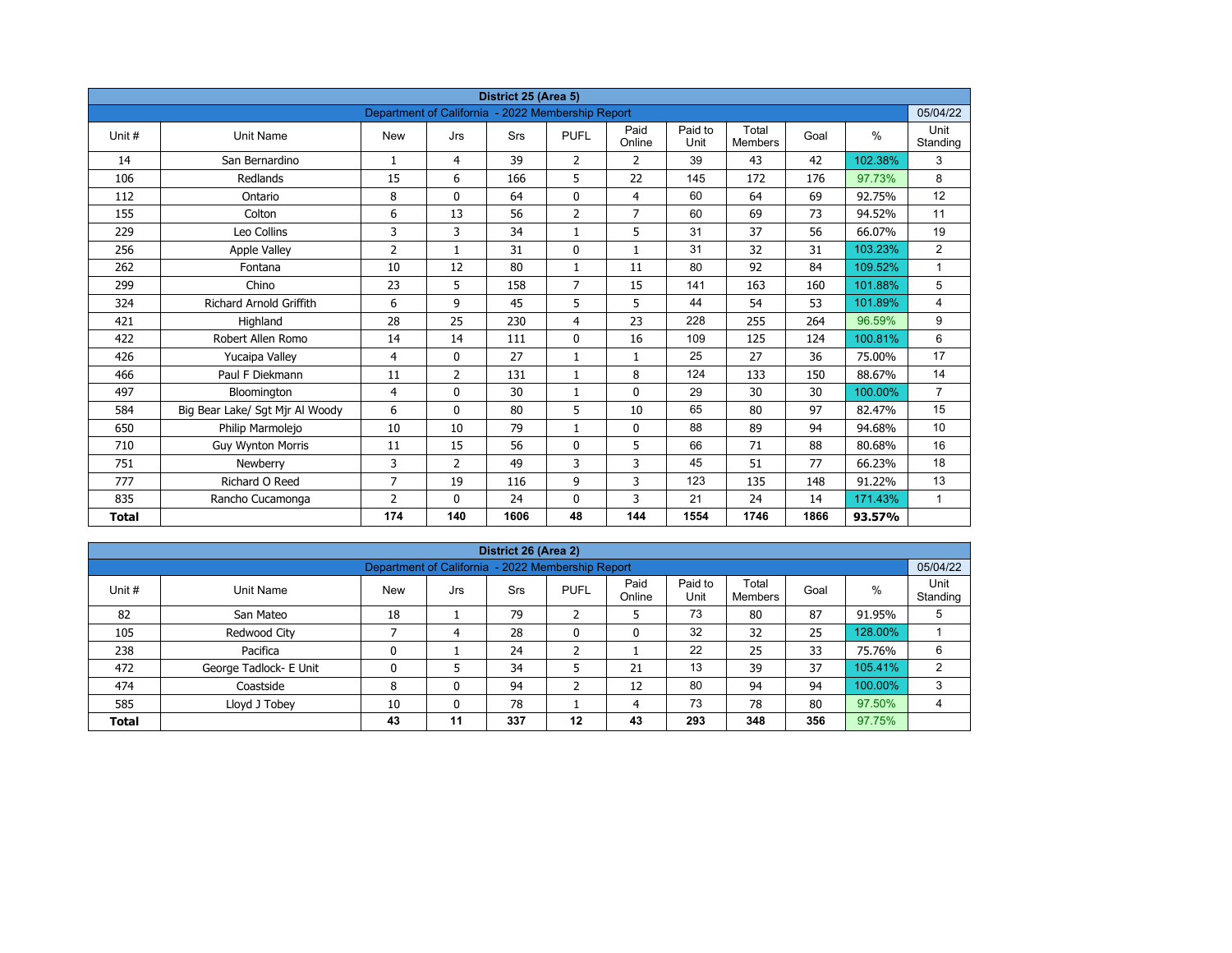| District 25 (Area 5) | | | | | | | | | | | |
|---|---|---|---|---|---|---|---|---|---|---|---|
| Department of California - 2022 Membership Report | | | | | | | | | | | 05/04/22 |
| Unit # | Unit Name | New | Jrs | Srs | PUFL | Paid Online | Paid to Unit | Total Members | Goal | % | Unit Standing |
| 14 | San Bernardino | 1 | 4 | 39 | 2 | 2 | 39 | 43 | 42 | 102.38% | 3 |
| 106 | Redlands | 15 | 6 | 166 | 5 | 22 | 145 | 172 | 176 | 97.73% | 8 |
| 112 | Ontario | 8 | 0 | 64 | 0 | 4 | 60 | 64 | 69 | 92.75% | 12 |
| 155 | Colton | 6 | 13 | 56 | 2 | 7 | 60 | 69 | 73 | 94.52% | 11 |
| 229 | Leo Collins | 3 | 3 | 34 | 1 | 5 | 31 | 37 | 56 | 66.07% | 19 |
| 256 | Apple Valley | 2 | 1 | 31 | 0 | 1 | 31 | 32 | 31 | 103.23% | 2 |
| 262 | Fontana | 10 | 12 | 80 | 1 | 11 | 80 | 92 | 84 | 109.52% | 1 |
| 299 | Chino | 23 | 5 | 158 | 7 | 15 | 141 | 163 | 160 | 101.88% | 5 |
| 324 | Richard Arnold Griffith | 6 | 9 | 45 | 5 | 5 | 44 | 54 | 53 | 101.89% | 4 |
| 421 | Highland | 28 | 25 | 230 | 4 | 23 | 228 | 255 | 264 | 96.59% | 9 |
| 422 | Robert Allen Romo | 14 | 14 | 111 | 0 | 16 | 109 | 125 | 124 | 100.81% | 6 |
| 426 | Yucaipa Valley | 4 | 0 | 27 | 1 | 1 | 25 | 27 | 36 | 75.00% | 17 |
| 466 | Paul F Diekmann | 11 | 2 | 131 | 1 | 8 | 124 | 133 | 150 | 88.67% | 14 |
| 497 | Bloomington | 4 | 0 | 30 | 1 | 0 | 29 | 30 | 30 | 100.00% | 7 |
| 584 | Big Bear Lake/ Sgt Mjr Al Woody | 6 | 0 | 80 | 5 | 10 | 65 | 80 | 97 | 82.47% | 15 |
| 650 | Philip Marmolejo | 10 | 10 | 79 | 1 | 0 | 88 | 89 | 94 | 94.68% | 10 |
| 710 | Guy Wynton Morris | 11 | 15 | 56 | 0 | 5 | 66 | 71 | 88 | 80.68% | 16 |
| 751 | Newberry | 3 | 2 | 49 | 3 | 3 | 45 | 51 | 77 | 66.23% | 18 |
| 777 | Richard O Reed | 7 | 19 | 116 | 9 | 3 | 123 | 135 | 148 | 91.22% | 13 |
| 835 | Rancho Cucamonga | 2 | 0 | 24 | 0 | 3 | 21 | 24 | 14 | 171.43% | 1 |
| **Total** | | **174** | **140** | **1606** | **48** | **144** | **1554** | **1746** | **1866** | **93.57%** | |

| District 26 (Area 2) | | | | | | | | | | | |
|---|---|---|---|---|---|---|---|---|---|---|---|
| Department of California - 2022 Membership Report | | | | | | | | | | | 05/04/22 |
| Unit # | Unit Name | New | Jrs | Srs | PUFL | Paid Online | Paid to Unit | Total Members | Goal | % | Unit Standing |
| 82 | San Mateo | 18 | 1 | 79 | 2 | 5 | 73 | 80 | 87 | 91.95% | 5 |
| 105 | Redwood City | 7 | 4 | 28 | 0 | 0 | 32 | 32 | 25 | 128.00% | 1 |
| 238 | Pacifica | 0 | 1 | 24 | 2 | 1 | 22 | 25 | 33 | 75.76% | 6 |
| 472 | George Tadlock- E Unit | 0 | 5 | 34 | 5 | 21 | 13 | 39 | 37 | 105.41% | 2 |
| 474 | Coastside | 8 | 0 | 94 | 2 | 12 | 80 | 94 | 94 | 100.00% | 3 |
| 585 | Lloyd J Tobey | 10 | 0 | 78 | 1 | 4 | 73 | 78 | 80 | 97.50% | 4 |
| **Total** | | **43** | **11** | **337** | **12** | **43** | **293** | **348** | **356** | 97.75% | |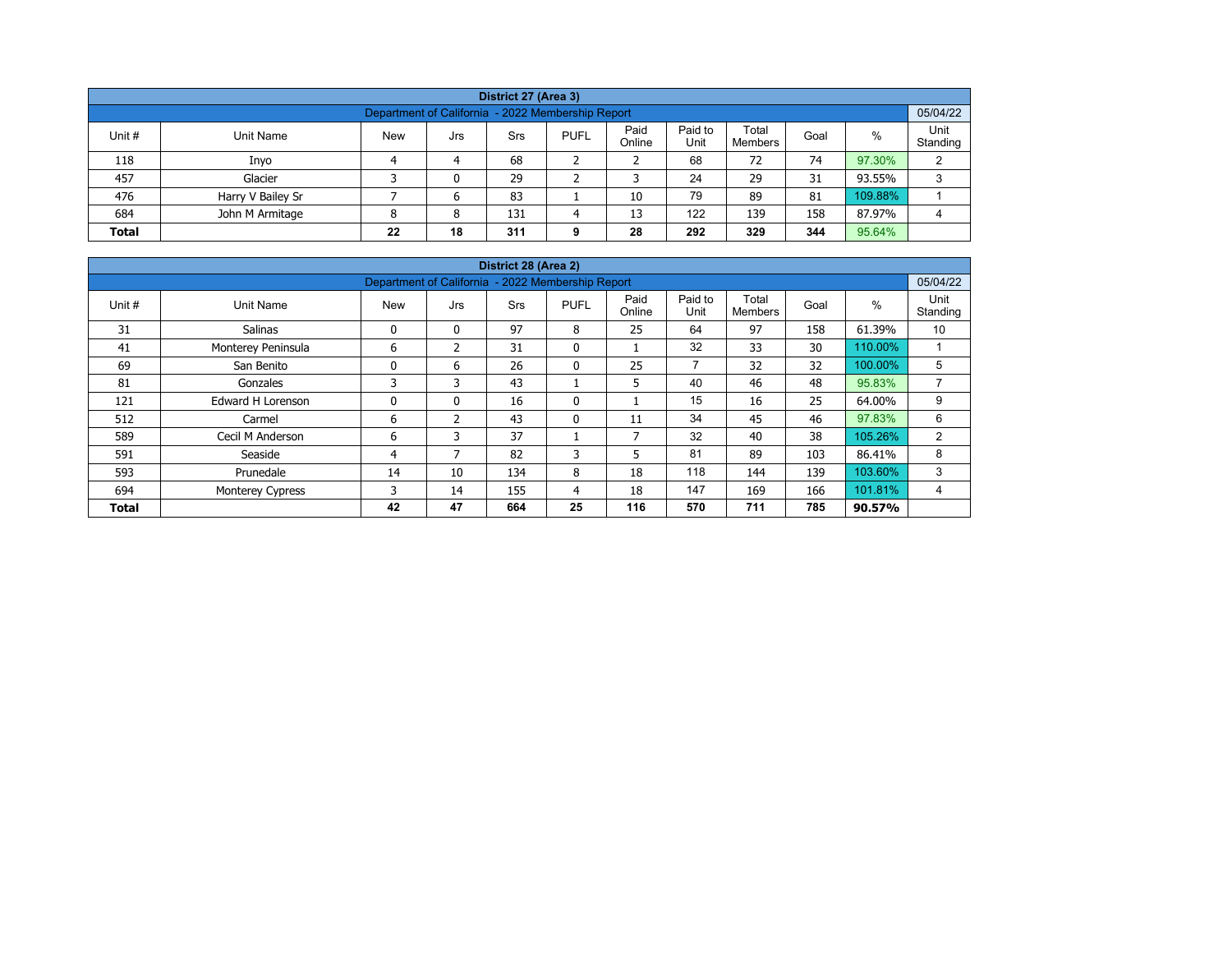## District 27 (Area 3)

| Department of California - 2022 Membership Report | | | | | | | | | | 05/04/22 |
|---|---|---|---|---|---|---|---|---|---|---|
| Unit # | Unit Name | New | Jrs | Srs | PUFL | Paid Online | Paid to Unit | Total Members | Goal | % | Unit Standing |
| 118 | Inyo | 4 | 4 | 68 | 2 | 2 | 68 | 72 | 74 | 97.30% | 2 |
| 457 | Glacier | 3 | 0 | 29 | 2 | 3 | 24 | 29 | 31 | 93.55% | 3 |
| 476 | Harry V Bailey Sr | 7 | 6 | 83 | 1 | 10 | 79 | 89 | 81 | 109.88% | 1 |
| 684 | John M Armitage | 8 | 8 | 131 | 4 | 13 | 122 | 139 | 158 | 87.97% | 4 |
| **Total** | | **22** | **18** | **311** | **9** | **28** | **292** | **329** | **344** | 95.64% | |

## District 28 (Area 2)

| Department of California - 2022 Membership Report | | | | | | | | | | 05/04/22 |
|---|---|---|---|---|---|---|---|---|---|---|
| Unit # | Unit Name | New | Jrs | Srs | PUFL | Paid Online | Paid to Unit | Total Members | Goal | % | Unit Standing |
| 31 | Salinas | 0 | 0 | 97 | 8 | 25 | 64 | 97 | 158 | 61.39% | 10 |
| 41 | Monterey Peninsula | 6 | 2 | 31 | 0 | 1 | 32 | 33 | 30 | 110.00% | 1 |
| 69 | San Benito | 0 | 6 | 26 | 0 | 25 | 7 | 32 | 32 | 100.00% | 5 |
| 81 | Gonzales | 3 | 3 | 43 | 1 | 5 | 40 | 46 | 48 | 95.83% | 7 |
| 121 | Edward H Lorenson | 0 | 0 | 16 | 0 | 1 | 15 | 16 | 25 | 64.00% | 9 |
| 512 | Carmel | 6 | 2 | 43 | 0 | 11 | 34 | 45 | 46 | 97.83% | 6 |
| 589 | Cecil M Anderson | 6 | 3 | 37 | 1 | 7 | 32 | 40 | 38 | 105.26% | 2 |
| 591 | Seaside | 4 | 7 | 82 | 3 | 5 | 81 | 89 | 103 | 86.41% | 8 |
| 593 | Prunedale | 14 | 10 | 134 | 8 | 18 | 118 | 144 | 139 | 103.60% | 3 |
| 694 | Monterey Cypress | 3 | 14 | 155 | 4 | 18 | 147 | 169 | 166 | 101.81% | 4 |
| **Total** | | **42** | **47** | **664** | **25** | **116** | **570** | **711** | **785** | **90.57%** | |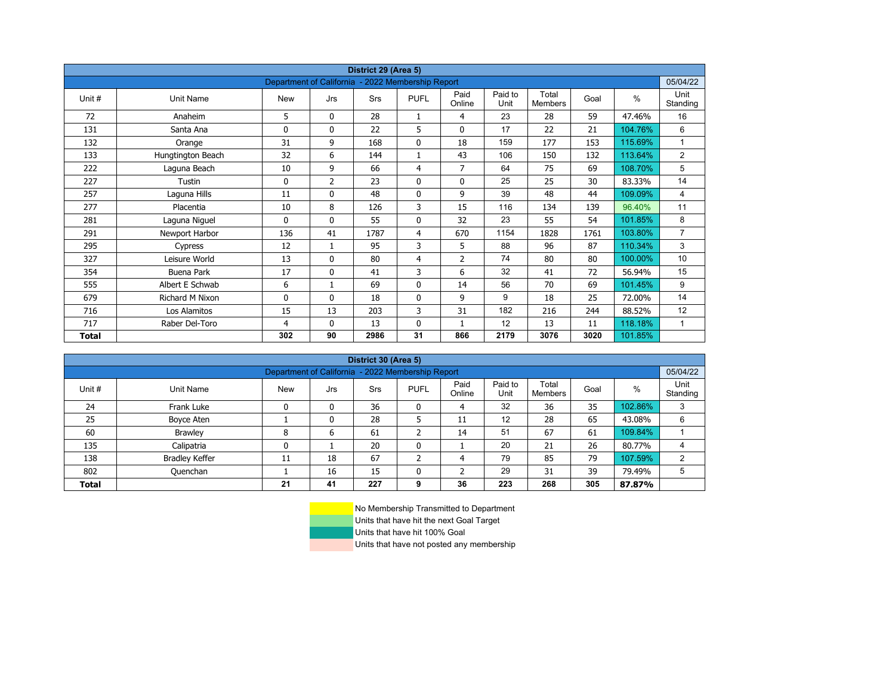| District 29 (Area 5) | | | | | | | | | | | |
|---|---|---|---|---|---|---|---|---|---|---|---|
| Department of California - 2022 Membership Report | | | | | | | | | | | 05/04/22 |
| Unit # | Unit Name | New | Jrs | Srs | PUFL | Paid Online | Paid to Unit | Total Members | Goal | % | Unit Standing |
| 72 | Anaheim | 5 | 0 | 28 | 1 | 4 | 23 | 28 | 59 | 47.46% | 16 |
| 131 | Santa Ana | 0 | 0 | 22 | 5 | 0 | 17 | 22 | 21 | 104.76% | 6 |
| 132 | Orange | 31 | 9 | 168 | 0 | 18 | 159 | 177 | 153 | 115.69% | 1 |
| 133 | Hungtington Beach | 32 | 6 | 144 | 1 | 43 | 106 | 150 | 132 | 113.64% | 2 |
| 222 | Laguna Beach | 10 | 9 | 66 | 4 | 7 | 64 | 75 | 69 | 108.70% | 5 |
| 227 | Tustin | 0 | 2 | 23 | 0 | 0 | 25 | 25 | 30 | 83.33% | 14 |
| 257 | Laguna Hills | 11 | 0 | 48 | 0 | 9 | 39 | 48 | 44 | 109.09% | 4 |
| 277 | Placentia | 10 | 8 | 126 | 3 | 15 | 116 | 134 | 139 | 96.40% | 11 |
| 281 | Laguna Niguel | 0 | 0 | 55 | 0 | 32 | 23 | 55 | 54 | 101.85% | 8 |
| 291 | Newport Harbor | 136 | 41 | 1787 | 4 | 670 | 1154 | 1828 | 1761 | 103.80% | 7 |
| 295 | Cypress | 12 | 1 | 95 | 3 | 5 | 88 | 96 | 87 | 110.34% | 3 |
| 327 | Leisure World | 13 | 0 | 80 | 4 | 2 | 74 | 80 | 80 | 100.00% | 10 |
| 354 | Buena Park | 17 | 0 | 41 | 3 | 6 | 32 | 41 | 72 | 56.94% | 15 |
| 555 | Albert E Schwab | 6 | 1 | 69 | 0 | 14 | 56 | 70 | 69 | 101.45% | 9 |
| 679 | Richard M Nixon | 0 | 0 | 18 | 0 | 9 | 9 | 18 | 25 | 72.00% | 14 |
| 716 | Los Alamitos | 15 | 13 | 203 | 3 | 31 | 182 | 216 | 244 | 88.52% | 12 |
| 717 | Raber Del-Toro | 4 | 0 | 13 | 0 | 1 | 12 | 13 | 11 | 118.18% | 1 |
| **Total** | | **302** | **90** | **2986** | **31** | **866** | **2179** | **3076** | **3020** | 101.85% | |

| District 30 (Area 5) | | | | | | | | | | | |
|---|---|---|---|---|---|---|---|---|---|---|---|
| Department of California - 2022 Membership Report | | | | | | | | | | | 05/04/22 |
| Unit # | Unit Name | New | Jrs | Srs | PUFL | Paid Online | Paid to Unit | Total Members | Goal | % | Unit Standing |
| 24 | Frank Luke | 0 | 0 | 36 | 0 | 4 | 32 | 36 | 35 | 102.86% | 3 |
| 25 | Boyce Aten | 1 | 0 | 28 | 5 | 11 | 12 | 28 | 65 | 43.08% | 6 |
| 60 | Brawley | 8 | 6 | 61 | 2 | 14 | 51 | 67 | 61 | 109.84% | 1 |
| 135 | Calipatria | 0 | 1 | 20 | 0 | 1 | 20 | 21 | 26 | 80.77% | 4 |
| 138 | Bradley Keffer | 11 | 18 | 67 | 2 | 4 | 79 | 85 | 79 | 107.59% | 2 |
| 802 | Quenchan | 1 | 16 | 15 | 0 | 2 | 29 | 31 | 39 | 79.49% | 5 |
| **Total** | | **21** | **41** | **227** | **9** | **36** | **223** | **268** | **305** | **87.87%** | |

No Membership Transmitted to Department

Units that have hit the next Goal Target

Units that have hit 100% Goal

Units that have not posted any membership